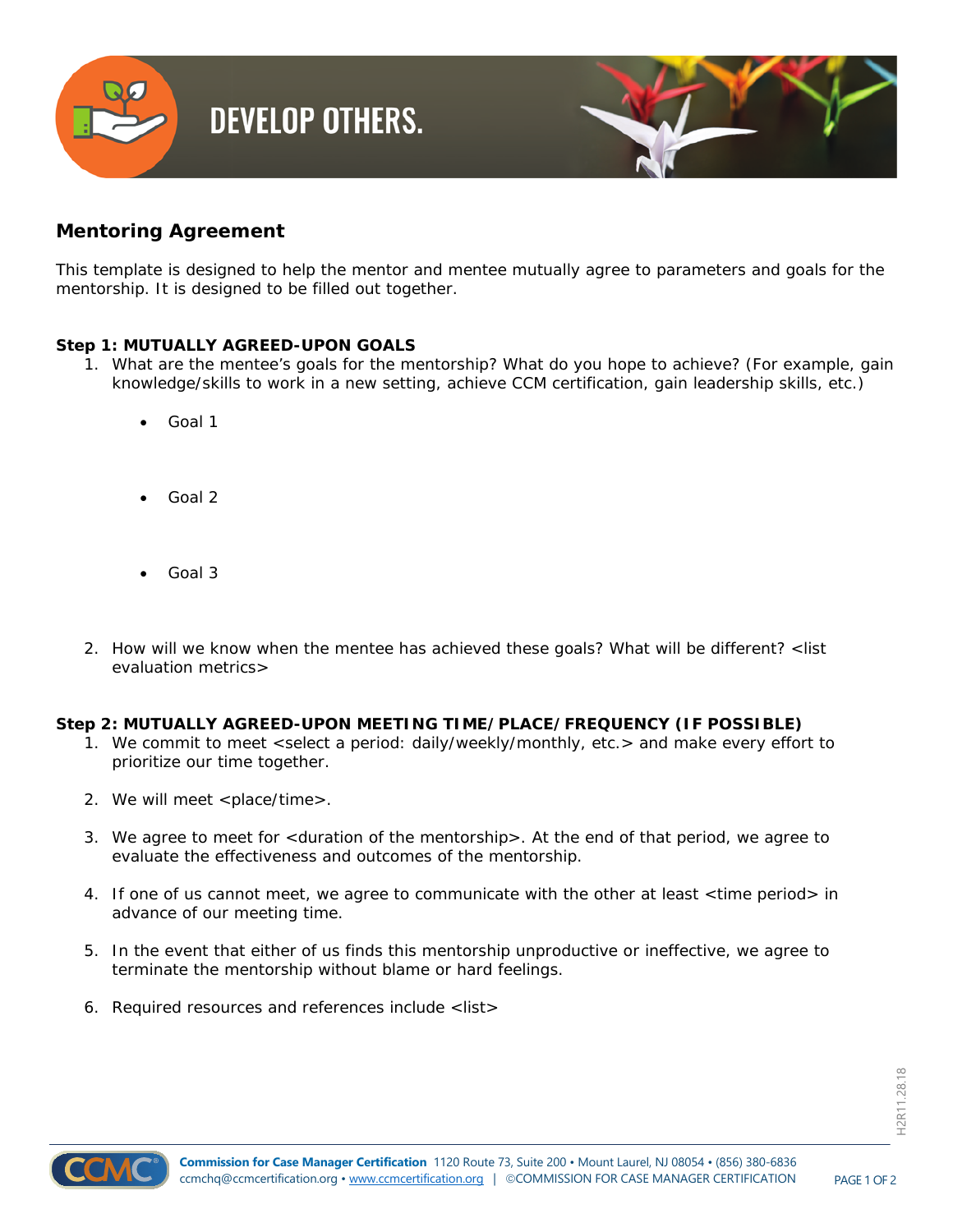# DEVELOP OTHERS.

## Mentoring Agreement

This template is designed to help the mentor and mentee mutually agree to parameters and goals for the mentorship. It is designed to be filled out together.

**Step 1: MUTUALLY AGREED-UPON GOALS**

1. What are the mentee's goals for the mentorship? What do you hope to achieve? (For example, gain knowledge/skills to work in a new setting, achieve CCM certification, gain leadership skills, etc.)
   - Goal 1
   - Goal 2
   - Goal 3
2. How will we know when the mentee has achieved these goals? What will be different? <list evaluation metrics>

**Step 2: MUTUALLY AGREED-UPON MEETING TIME/PLACE/FREQUENCY (IF POSSIBLE)**

1. We commit to meet <select a period: daily/weekly/monthly, etc.> and make every effort to prioritize our time together.
2. We will meet <place/time>.
3. We agree to meet for <duration of the mentorship>. At the end of that period, we agree to evaluate the effectiveness and outcomes of the mentorship.
4. If one of us cannot meet, we agree to communicate with the other at least <time period> in advance of our meeting time.
5. In the event that either of us finds this mentorship unproductive or ineffective, we agree to terminate the mentorship without blame or hard feelings.
6. Required resources and references include <list>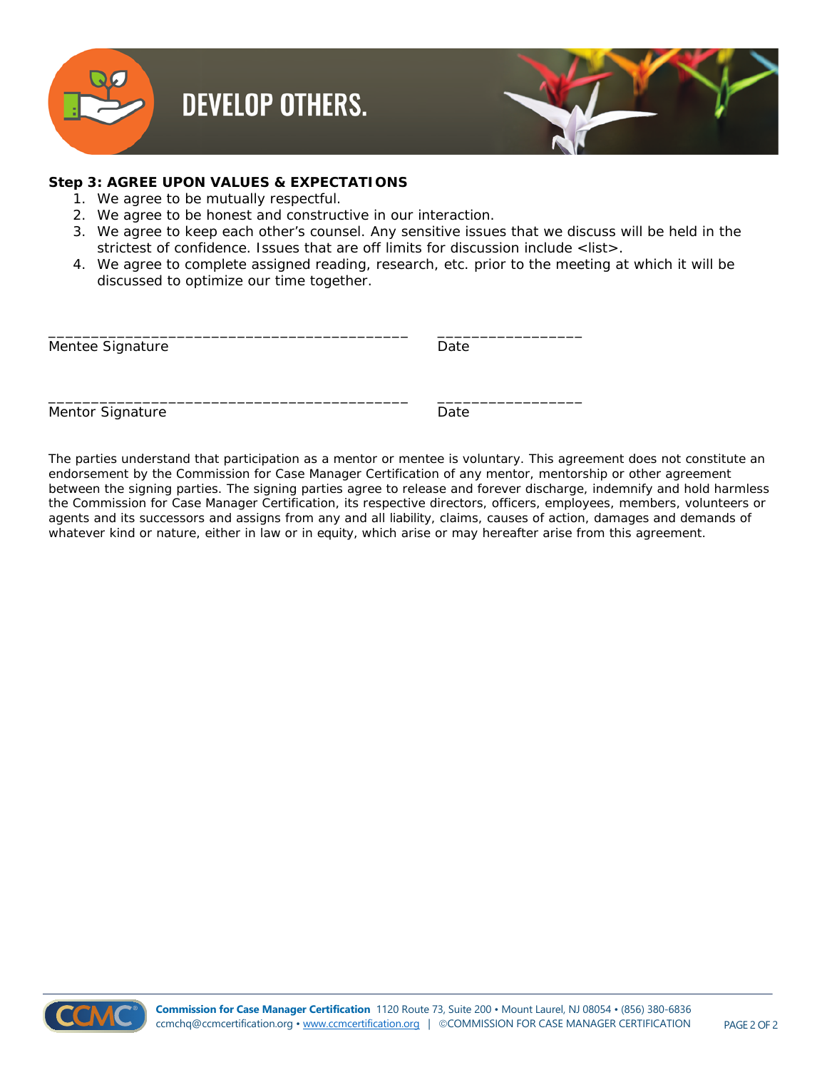# DEVELOP OTHERS.

**Step 3: AGREE UPON VALUES & EXPECTATIONS**

1. We agree to be mutually respectful.
2. We agree to be honest and constructive in our interaction.
3. We agree to keep each other's counsel. Any sensitive issues that we discuss will be held in the strictest of confidence. Issues that are off limits for discussion include <list>.
4. We agree to complete assigned reading, research, etc. prior to the meeting at which it will be discussed to optimize our time together.

___________________________________________ _________________
Mentee Signature Date

___________________________________________ _________________
Mentor Signature Date

The parties understand that participation as a mentor or mentee is voluntary. This agreement does not constitute an endorsement by the Commission for Case Manager Certification of any mentor, mentorship or other agreement between the signing parties. The signing parties agree to release and forever discharge, indemnify and hold harmless the Commission for Case Manager Certification, its respective directors, officers, employees, members, volunteers or agents and its successors and assigns from any and all liability, claims, causes of action, damages and demands of whatever kind or nature, either in law or in equity, which arise or may hereafter arise from this agreement.

**Commission for Case Manager Certification** 1120 Route 73, Suite 200 • Mount Laurel, NJ 08054 • (856) 380-6836
ccmchq@ccmcertification.org • www.ccmcertification.org | ©COMMISSION FOR CASE MANAGER CERTIFICATION